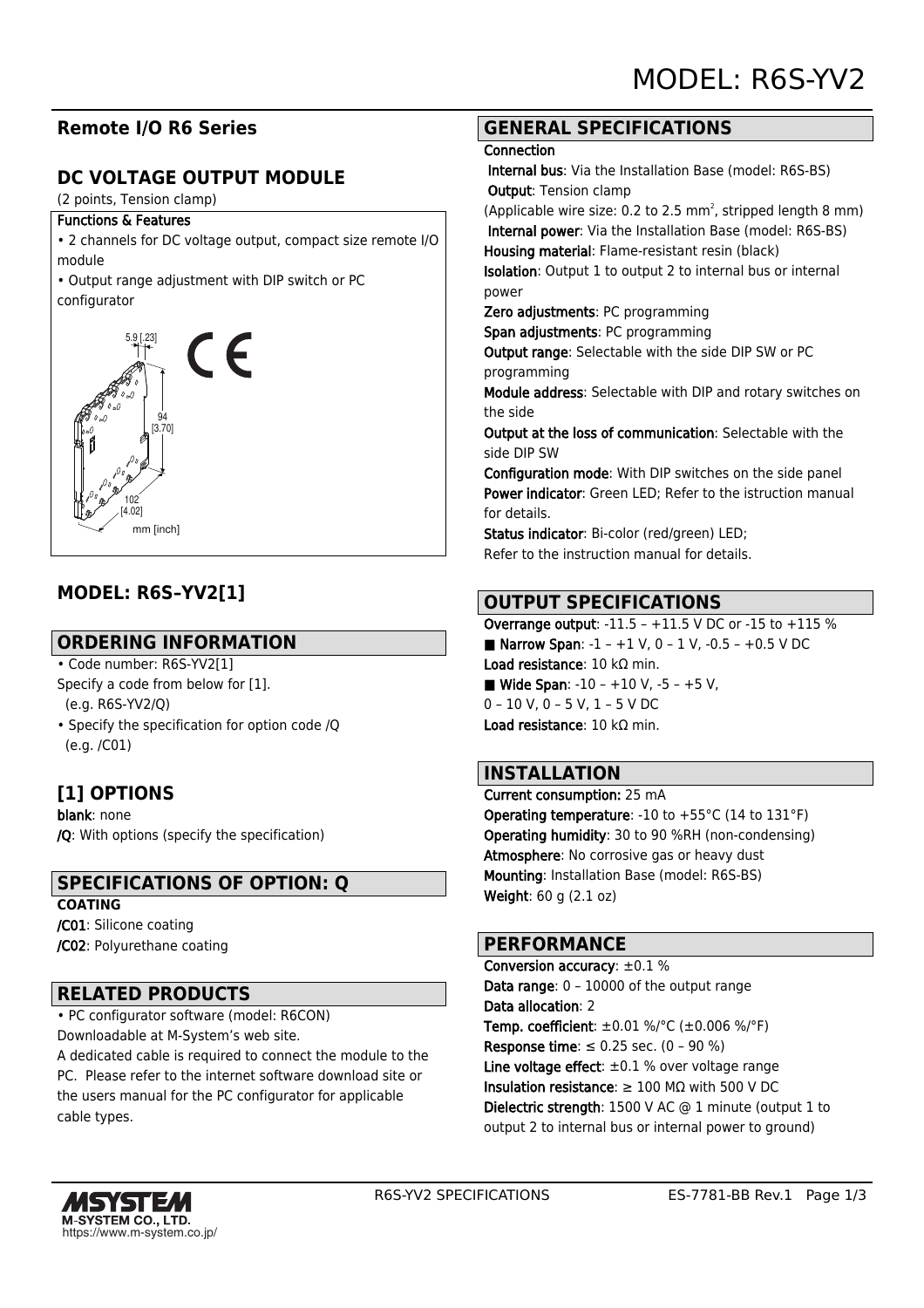# MODEL: R6S-YV2

## Remote I/O R6 Series

## DC VOLTAGE OUTPUT MODULE

(2 points, Tension clamp)

**Functions & Features**

• 2 channels for DC voltage output, compact size remote I/O module

• Output range adjustment with DIP switch or PC configurator

5.9 [.23]

94 [3.70]

102 [4.02]

mm [inch]

## MODEL: R6S–YV2[1]

## ORDERING INFORMATION

• Code number: R6S-YV2[1]
Specify a code from below for [1].
(e.g. R6S-YV2/Q)

• Specify the specification for option code /Q
(e.g. /C01)

## [1] OPTIONS

**blank**: none
**/Q**: With options (specify the specification)

## SPECIFICATIONS OF OPTION: Q

**COATING**
**/C01**: Silicone coating
**/C02**: Polyurethane coating

## RELATED PRODUCTS

• PC configurator software (model: R6CON)
Downloadable at M-System's web site.
A dedicated cable is required to connect the module to the PC. Please refer to the internet software download site or the users manual for the PC configurator for applicable cable types.

## GENERAL SPECIFICATIONS

**Connection**
**Internal bus**: Via the Installation Base (model: R6S-BS)
**Output**: Tension clamp
(Applicable wire size: 0.2 to 2.5 mm$^2$, stripped length 8 mm)
**Internal power**: Via the Installation Base (model: R6S-BS)
**Housing material**: Flame-resistant resin (black)
**Isolation**: Output 1 to output 2 to internal bus or internal power
**Zero adjustments**: PC programming
**Span adjustments**: PC programming
**Output range**: Selectable with the side DIP SW or PC programming
**Module address**: Selectable with DIP and rotary switches on the side
**Output at the loss of communication**: Selectable with the side DIP SW
**Configuration mode**: With DIP switches on the side panel
**Power indicator**: Green LED; Refer to the istruction manual for details.
**Status indicator**: Bi-color (red/green) LED;
Refer to the instruction manual for details.

## OUTPUT SPECIFICATIONS

**Overrange output**: -11.5 – +11.5 V DC or -15 to +115 %
■ **Narrow Span**: -1 – +1 V, 0 – 1 V, -0.5 – +0.5 V DC
**Load resistance**: 10 kΩ min.
■ **Wide Span**: -10 – +10 V, -5 – +5 V,
0 – 10 V, 0 – 5 V, 1 – 5 V DC
**Load resistance**: 10 kΩ min.

## INSTALLATION

**Current consumption:** 25 mA
**Operating temperature**: -10 to +55°C (14 to 131°F)
**Operating humidity**: 30 to 90 %RH (non-condensing)
**Atmosphere**: No corrosive gas or heavy dust
**Mounting**: Installation Base (model: R6S-BS)
**Weight**: 60 g (2.1 oz)

## PERFORMANCE

**Conversion accuracy**: ±0.1 %
**Data range**: 0 – 10000 of the output range
**Data allocation**: 2
**Temp. coefficient**: ±0.01 %/°C (±0.006 %/°F)
**Response time**: ≤ 0.25 sec. (0 – 90 %)
**Line voltage effect**: ±0.1 % over voltage range
**Insulation resistance**: ≥ 100 MΩ with 500 V DC
**Dielectric strength**: 1500 V AC @ 1 minute (output 1 to output 2 to internal bus or internal power to ground)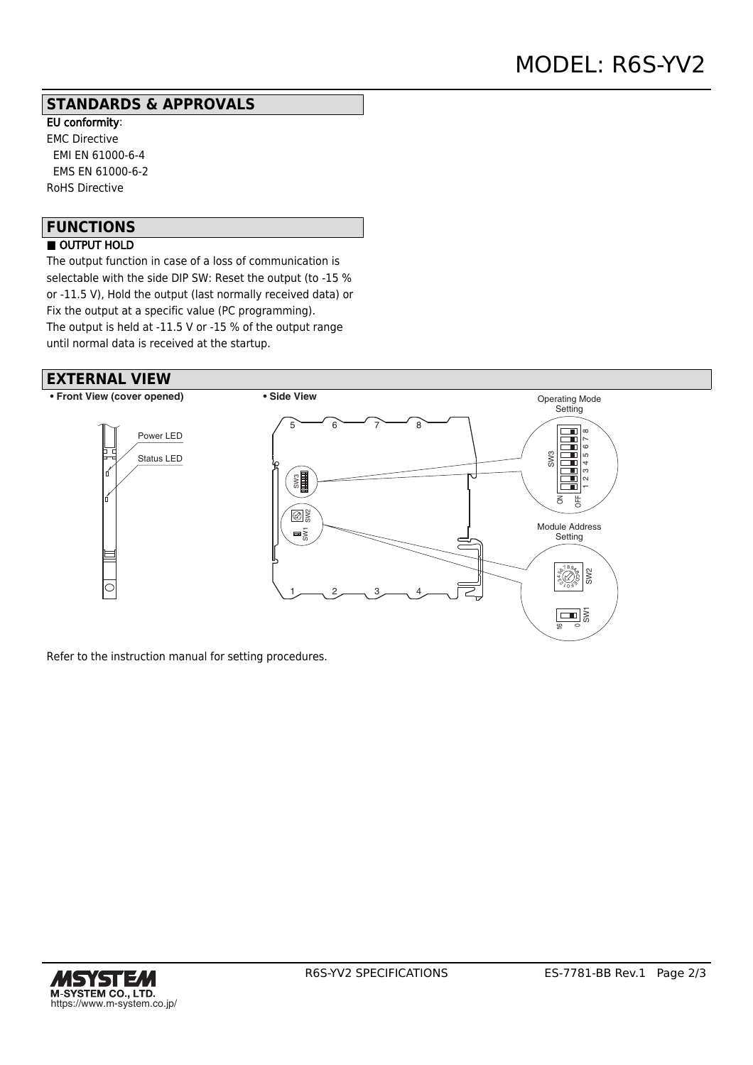## STANDARDS & APPROVALS

EU conformity:
EMC Directive
  EMI EN 61000-6-4
  EMS EN 61000-6-2
RoHS Directive

## FUNCTIONS

■ OUTPUT HOLD

The output function in case of a loss of communication is selectable with the side DIP SW: Reset the output (to -15 % or -11.5 V), Hold the output (last normally received data) or Fix the output at a specific value (PC programming).
The output is held at -11.5 V or -15 % of the output range until normal data is received at the startup.

## EXTERNAL VIEW

• Front View (cover opened)

Power LED
Status LED

• Side View

Operating Mode Setting
SW3
ON OFF 1 2 3 4 5 6 7 8

Module Address Setting
SW2
SW1
16 0

Refer to the instruction manual for setting procedures.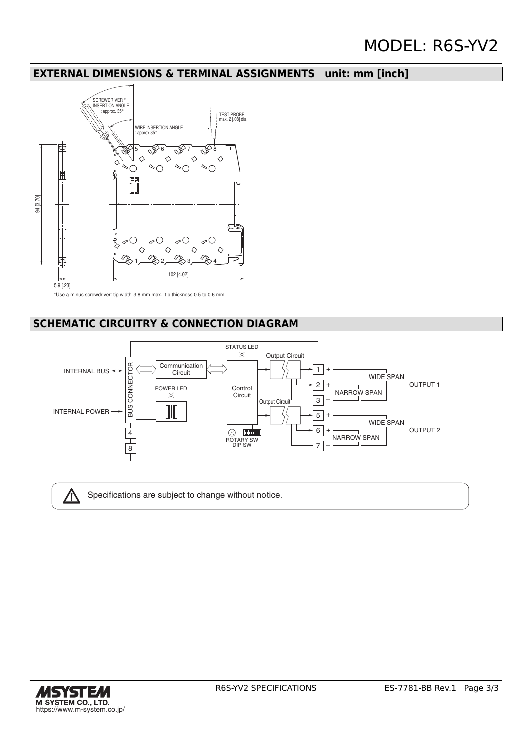# MODEL: R6S-YV2

## EXTERNAL DIMENSIONS & TERMINAL ASSIGNMENTS unit: mm [inch]

SCREWDRIVER *
INSERTION ANGLE
: approx. 35°

TEST PROBE
max. 2 [.08] dia.

WIRE INSERTION ANGLE
: approx.35°

5 6 7 8

1 2 3 4

94 [3.70]

102 [4.02]

5.9 [.23]

*Use a minus screwdriver: tip width 3.8 mm max., tip thickness 0.5 to 0.6 mm

## SCHEMATIC CIRCUITRY & CONNECTION DIAGRAM

STATUS LED

Output Circuit

INTERNAL BUS

BUS CONNECTOR

Communication Circuit

Control Circuit

POWER LED

INTERNAL POWER

Output Circuit

4

8

ROTARY SW
DIP SW

1 +
2 +
3 –

WIDE SPAN
NARROW SPAN
OUTPUT 1

5 +
6 +
7 –

WIDE SPAN
NARROW SPAN
OUTPUT 2

⚠ Specifications are subject to change without notice.